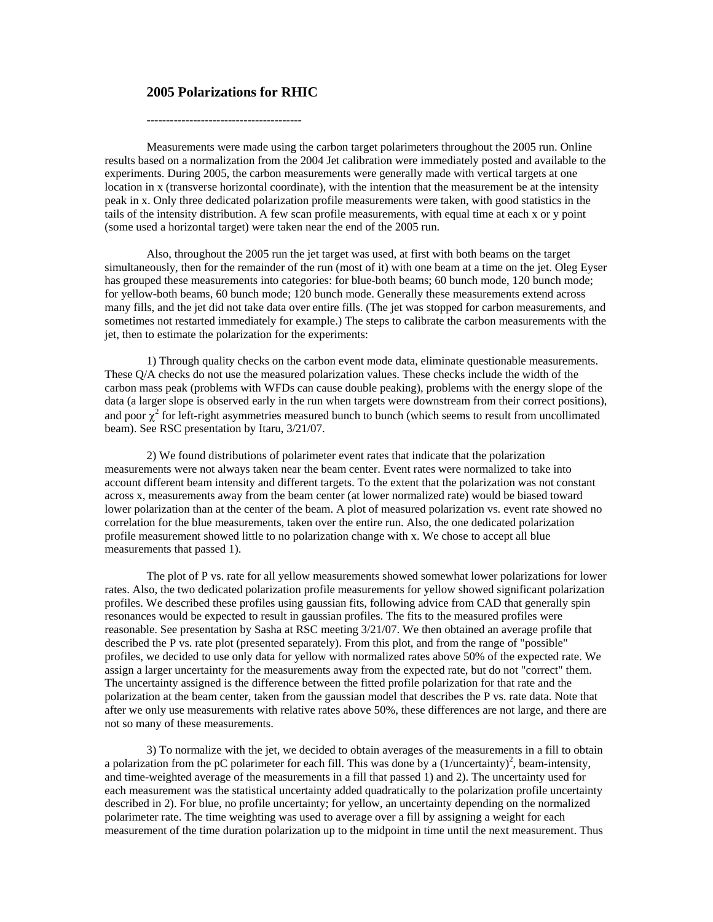## 2005 Polarizations for RHIC

----------------------------------------

Measurements were made using the carbon target polarimeters throughout the 2005 run. Online results based on a normalization from the 2004 Jet calibration were immediately posted and available to the experiments. During 2005, the carbon measurements were generally made with vertical targets at one location in x (transverse horizontal coordinate), with the intention that the measurement be at the intensity peak in x. Only three dedicated polarization profile measurements were taken, with good statistics in the tails of the intensity distribution. A few scan profile measurements, with equal time at each x or y point (some used a horizontal target) were taken near the end of the 2005 run.

Also, throughout the 2005 run the jet target was used, at first with both beams on the target simultaneously, then for the remainder of the run (most of it) with one beam at a time on the jet. Oleg Eyser has grouped these measurements into categories: for blue-both beams; 60 bunch mode, 120 bunch mode; for yellow-both beams, 60 bunch mode; 120 bunch mode. Generally these measurements extend across many fills, and the jet did not take data over entire fills. (The jet was stopped for carbon measurements, and sometimes not restarted immediately for example.) The steps to calibrate the carbon measurements with the jet, then to estimate the polarization for the experiments:

1) Through quality checks on the carbon event mode data, eliminate questionable measurements. These Q/A checks do not use the measured polarization values. These checks include the width of the carbon mass peak (problems with WFDs can cause double peaking), problems with the energy slope of the data (a larger slope is observed early in the run when targets were downstream from their correct positions), and poor $\chi^2$ for left-right asymmetries measured bunch to bunch (which seems to result from uncollimated beam). See RSC presentation by Itaru, 3/21/07.

2) We found distributions of polarimeter event rates that indicate that the polarization measurements were not always taken near the beam center. Event rates were normalized to take into account different beam intensity and different targets. To the extent that the polarization was not constant across x, measurements away from the beam center (at lower normalized rate) would be biased toward lower polarization than at the center of the beam. A plot of measured polarization vs. event rate showed no correlation for the blue measurements, taken over the entire run. Also, the one dedicated polarization profile measurement showed little to no polarization change with x. We chose to accept all blue measurements that passed 1).

The plot of P vs. rate for all yellow measurements showed somewhat lower polarizations for lower rates. Also, the two dedicated polarization profile measurements for yellow showed significant polarization profiles. We described these profiles using gaussian fits, following advice from CAD that generally spin resonances would be expected to result in gaussian profiles. The fits to the measured profiles were reasonable. See presentation by Sasha at RSC meeting 3/21/07. We then obtained an average profile that described the P vs. rate plot (presented separately). From this plot, and from the range of "possible" profiles, we decided to use only data for yellow with normalized rates above 50% of the expected rate. We assign a larger uncertainty for the measurements away from the expected rate, but do not "correct" them. The uncertainty assigned is the difference between the fitted profile polarization for that rate and the polarization at the beam center, taken from the gaussian model that describes the P vs. rate data. Note that after we only use measurements with relative rates above 50%, these differences are not large, and there are not so many of these measurements.

3) To normalize with the jet, we decided to obtain averages of the measurements in a fill to obtain a polarization from the pC polarimeter for each fill. This was done by a $(1/\text{uncertainty})^2$, beam-intensity, and time-weighted average of the measurements in a fill that passed 1) and 2). The uncertainty used for each measurement was the statistical uncertainty added quadratically to the polarization profile uncertainty described in 2). For blue, no profile uncertainty; for yellow, an uncertainty depending on the normalized polarimeter rate. The time weighting was used to average over a fill by assigning a weight for each measurement of the time duration polarization up to the midpoint in time until the next measurement. Thus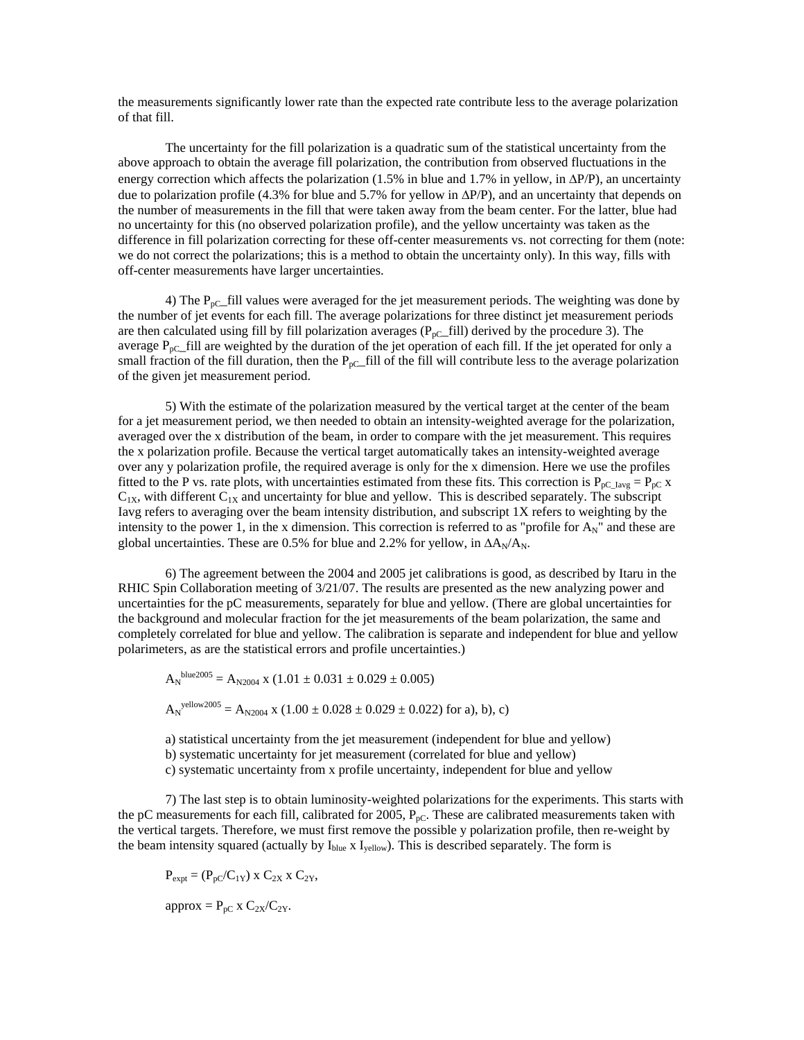the measurements significantly lower rate than the expected rate contribute less to the average polarization of that fill.

The uncertainty for the fill polarization is a quadratic sum of the statistical uncertainty from the above approach to obtain the average fill polarization, the contribution from observed fluctuations in the energy correction which affects the polarization (1.5% in blue and 1.7% in yellow, in $\Delta P/P$), an uncertainty due to polarization profile (4.3% for blue and 5.7% for yellow in $\Delta P/P$), and an uncertainty that depends on the number of measurements in the fill that were taken away from the beam center. For the latter, blue had no uncertainty for this (no observed polarization profile), and the yellow uncertainty was taken as the difference in fill polarization correcting for these off-center measurements vs. not correcting for them (note: we do not correct the polarizations; this is a method to obtain the uncertainty only). In this way, fills with off-center measurements have larger uncertainties.

4) The $P_{pC}$_fill values were averaged for the jet measurement periods. The weighting was done by the number of jet events for each fill. The average polarizations for three distinct jet measurement periods are then calculated using fill by fill polarization averages ($P_{pC}$_fill) derived by the procedure 3). The average $P_{pC}$_fill are weighted by the duration of the jet operation of each fill. If the jet operated for only a small fraction of the fill duration, then the $P_{pC}$_fill of the fill will contribute less to the average polarization of the given jet measurement period.

5) With the estimate of the polarization measured by the vertical target at the center of the beam for a jet measurement period, we then needed to obtain an intensity-weighted average for the polarization, averaged over the x distribution of the beam, in order to compare with the jet measurement. This requires the x polarization profile. Because the vertical target automatically takes an intensity-weighted average over any y polarization profile, the required average is only for the x dimension. Here we use the profiles fitted to the P vs. rate plots, with uncertainties estimated from these fits. This correction is $P_{pC\_Iavg} = P_{pC} \times C_{1X}$, with different $C_{1X}$ and uncertainty for blue and yellow. This is described separately. The subscript Iavg refers to averaging over the beam intensity distribution, and subscript 1X refers to weighting by the intensity to the power 1, in the x dimension. This correction is referred to as "profile for $A_N$" and these are global uncertainties. These are 0.5% for blue and 2.2% for yellow, in $\Delta A_N/A_N$.

6) The agreement between the 2004 and 2005 jet calibrations is good, as described by Itaru in the RHIC Spin Collaboration meeting of 3/21/07. The results are presented as the new analyzing power and uncertainties for the pC measurements, separately for blue and yellow. (There are global uncertainties for the background and molecular fraction for the jet measurements of the beam polarization, the same and completely correlated for blue and yellow. The calibration is separate and independent for blue and yellow polarimeters, as are the statistical errors and profile uncertainties.)

$A_N^{blue2005} = A_{N2004} \times (1.01 \pm 0.031 \pm 0.029 \pm 0.005)$

$A_N^{yellow2005} = A_{N2004} \times (1.00 \pm 0.028 \pm 0.029 \pm 0.022)$ for a), b), c)

a) statistical uncertainty from the jet measurement (independent for blue and yellow)
b) systematic uncertainty for jet measurement (correlated for blue and yellow)
c) systematic uncertainty from x profile uncertainty, independent for blue and yellow

7) The last step is to obtain luminosity-weighted polarizations for the experiments. This starts with the pC measurements for each fill, calibrated for 2005, $P_{pC}$. These are calibrated measurements taken with the vertical targets. Therefore, we must first remove the possible y polarization profile, then re-weight by the beam intensity squared (actually by $I_{blue} \times I_{yellow}$). This is described separately. The form is

$P_{expt} = (P_{pC}/C_{1Y}) \times C_{2X} \times C_{2Y}$,

approx $= P_{pC} \times C_{2X}/C_{2Y}$.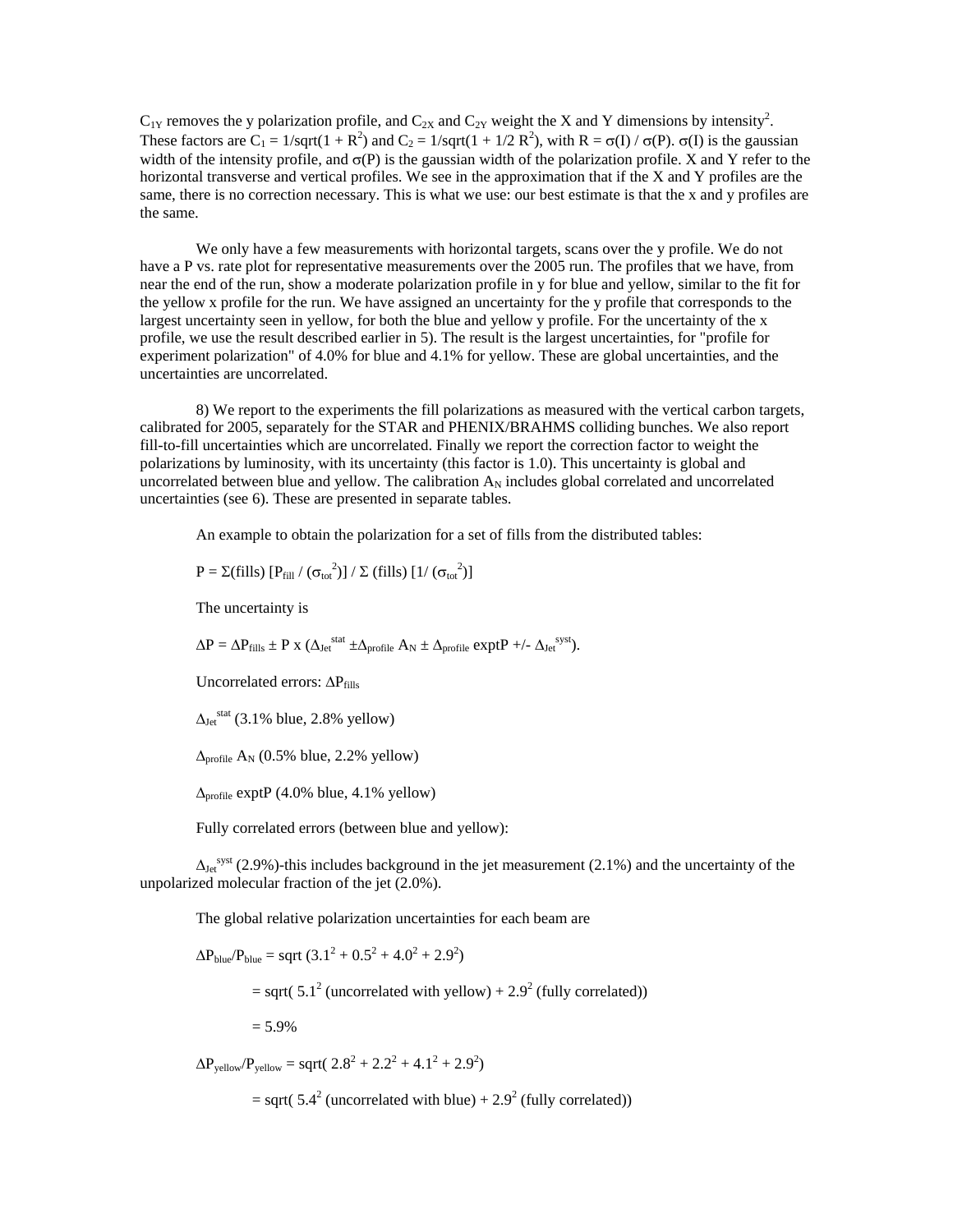$C_{1Y}$ removes the y polarization profile, and $C_{2X}$ and $C_{2Y}$ weight the X and Y dimensions by intensity$^2$. These factors are $C_1 = 1/\text{sqrt}(1 + R^2)$ and $C_2 = 1/\text{sqrt}(1 + 1/2\ R^2)$, with $R = \sigma(I) / \sigma(P)$. $\sigma(I)$ is the gaussian width of the intensity profile, and $\sigma(P)$ is the gaussian width of the polarization profile. X and Y refer to the horizontal transverse and vertical profiles. We see in the approximation that if the X and Y profiles are the same, there is no correction necessary. This is what we use: our best estimate is that the x and y profiles are the same.

We only have a few measurements with horizontal targets, scans over the y profile. We do not have a P vs. rate plot for representative measurements over the 2005 run. The profiles that we have, from near the end of the run, show a moderate polarization profile in y for blue and yellow, similar to the fit for the yellow x profile for the run. We have assigned an uncertainty for the y profile that corresponds to the largest uncertainty seen in yellow, for both the blue and yellow y profile. For the uncertainty of the x profile, we use the result described earlier in 5). The result is the largest uncertainties, for "profile for experiment polarization" of 4.0% for blue and 4.1% for yellow. These are global uncertainties, and the uncertainties are uncorrelated.

8) We report to the experiments the fill polarizations as measured with the vertical carbon targets, calibrated for 2005, separately for the STAR and PHENIX/BRAHMS colliding bunches. We also report fill-to-fill uncertainties which are uncorrelated. Finally we report the correction factor to weight the polarizations by luminosity, with its uncertainty (this factor is 1.0). This uncertainty is global and uncorrelated between blue and yellow. The calibration $A_N$ includes global correlated and uncorrelated uncertainties (see 6). These are presented in separate tables.

An example to obtain the polarization for a set of fills from the distributed tables:

$$P = \Sigma(\text{fills})\ [P_{fill} / (\sigma_{tot}^2)] / \Sigma\ (\text{fills})\ [1/ (\sigma_{tot}^2)]$$

The uncertainty is

$$\Delta P = \Delta P_{fills} \pm P \times (\Delta_{Jet}^{stat} \pm \Delta_{profile}\ A_N \pm \Delta_{profile}\ \text{exptP} +/- \Delta_{Jet}^{syst}).$$

Uncorrelated errors: $\Delta P_{fills}$

$\Delta_{Jet}^{stat}$ (3.1% blue, 2.8% yellow)

$\Delta_{profile}\ A_N$ (0.5% blue, 2.2% yellow)

$\Delta_{profile}$ exptP (4.0% blue, 4.1% yellow)

Fully correlated errors (between blue and yellow):

$\Delta_{Jet}^{syst}$ (2.9%)-this includes background in the jet measurement (2.1%) and the uncertainty of the unpolarized molecular fraction of the jet (2.0%).

The global relative polarization uncertainties for each beam are

$$\Delta P_{blue}/P_{blue} = \text{sqrt}\ (3.1^2 + 0.5^2 + 4.0^2 + 2.9^2)$$

$$= \text{sqrt}(\ 5.1^2\ (\text{uncorrelated with yellow}) + 2.9^2\ (\text{fully correlated}))$$

$$= 5.9\%$$

$$\Delta P_{yellow}/P_{yellow} = \text{sqrt}(\ 2.8^2 + 2.2^2 + 4.1^2 + 2.9^2)$$

$$= \text{sqrt}(\ 5.4^2\ (\text{uncorrelated with blue}) + 2.9^2\ (\text{fully correlated}))$$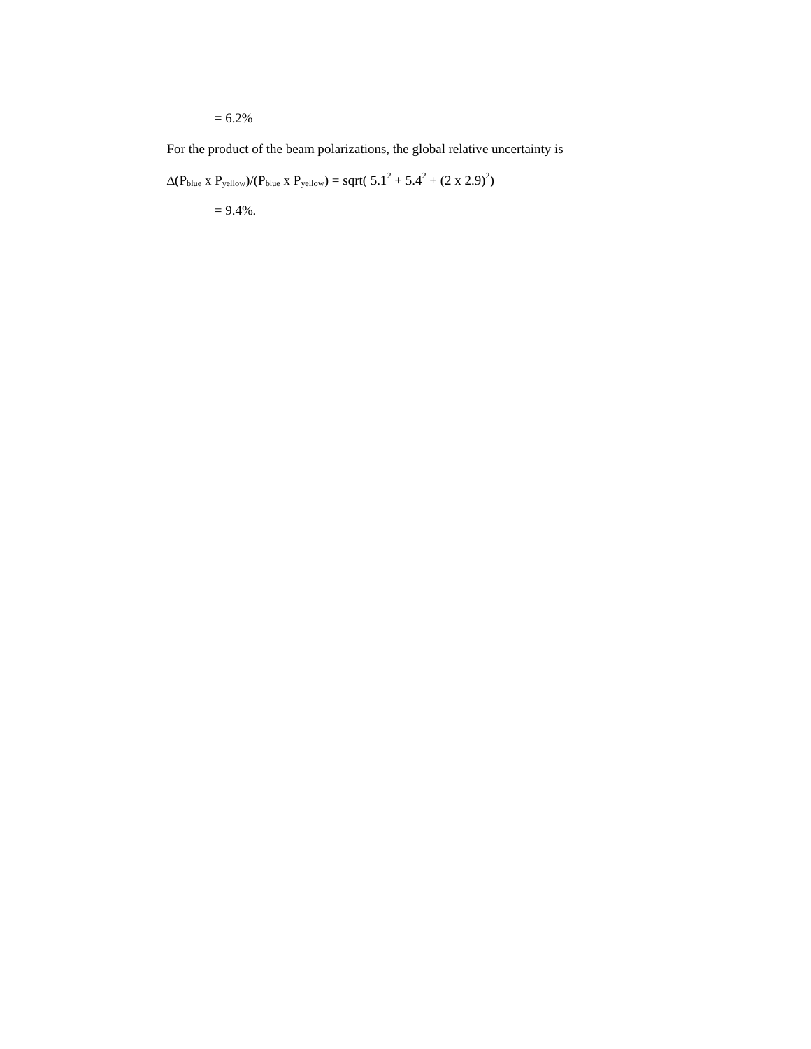$= 6.2\%$

For the product of the beam polarizations, the global relative uncertainty is

$\Delta(P_{blue} \times P_{yellow})/(P_{blue} \times P_{yellow}) = \mathrm{sqrt}(\ 5.1^2 + 5.4^2 + (2 \times 2.9)^2)$

$= 9.4\%$.